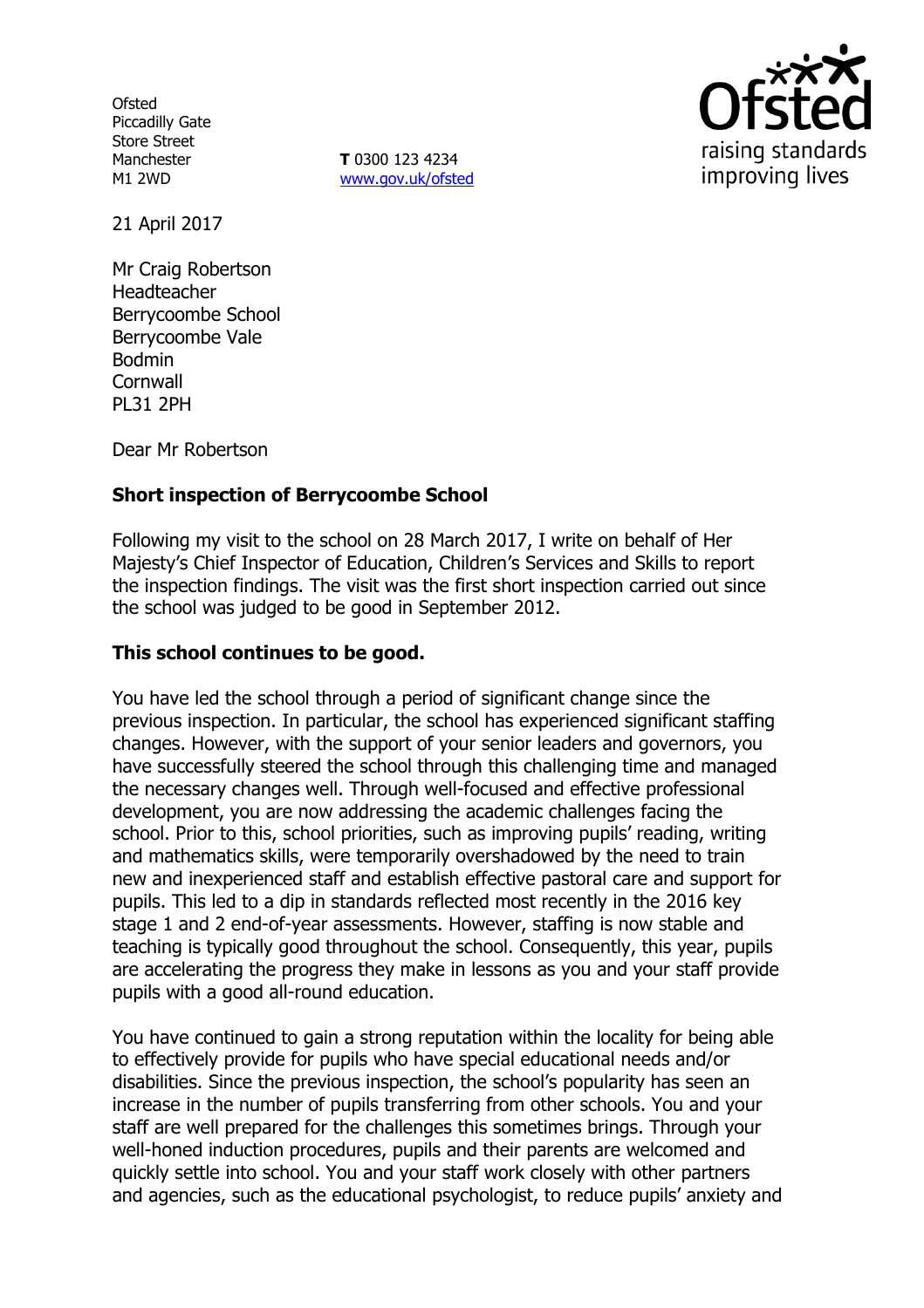Ofsted
Piccadilly Gate
Store Street
Manchester
M1 2WD

**T** 0300 123 4234
www.gov.uk/ofsted

21 April 2017

Mr Craig Robertson
Headteacher
Berrycoombe School
Berrycoombe Vale
Bodmin
Cornwall
PL31 2PH

Dear Mr Robertson

**Short inspection of Berrycoombe School**

Following my visit to the school on 28 March 2017, I write on behalf of Her Majesty's Chief Inspector of Education, Children's Services and Skills to report the inspection findings. The visit was the first short inspection carried out since the school was judged to be good in September 2012.

**This school continues to be good.**

You have led the school through a period of significant change since the previous inspection. In particular, the school has experienced significant staffing changes. However, with the support of your senior leaders and governors, you have successfully steered the school through this challenging time and managed the necessary changes well. Through well-focused and effective professional development, you are now addressing the academic challenges facing the school. Prior to this, school priorities, such as improving pupils' reading, writing and mathematics skills, were temporarily overshadowed by the need to train new and inexperienced staff and establish effective pastoral care and support for pupils. This led to a dip in standards reflected most recently in the 2016 key stage 1 and 2 end-of-year assessments. However, staffing is now stable and teaching is typically good throughout the school. Consequently, this year, pupils are accelerating the progress they make in lessons as you and your staff provide pupils with a good all-round education.

You have continued to gain a strong reputation within the locality for being able to effectively provide for pupils who have special educational needs and/or disabilities. Since the previous inspection, the school's popularity has seen an increase in the number of pupils transferring from other schools. You and your staff are well prepared for the challenges this sometimes brings. Through your well-honed induction procedures, pupils and their parents are welcomed and quickly settle into school. You and your staff work closely with other partners and agencies, such as the educational psychologist, to reduce pupils' anxiety and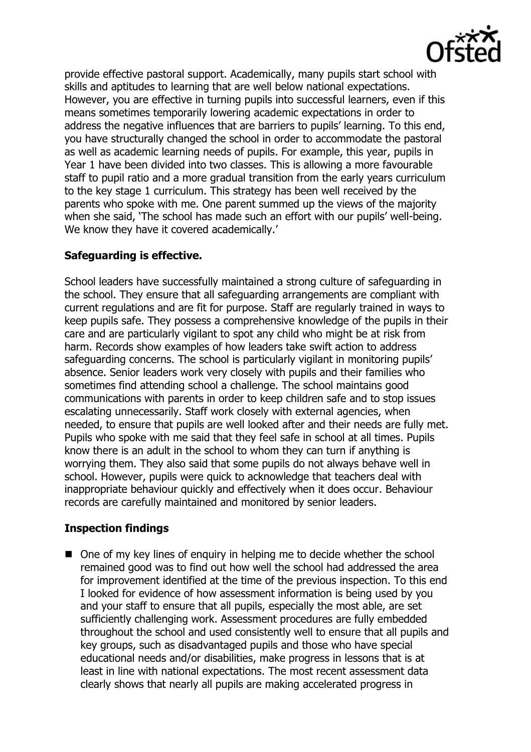provide effective pastoral support. Academically, many pupils start school with skills and aptitudes to learning that are well below national expectations. However, you are effective in turning pupils into successful learners, even if this means sometimes temporarily lowering academic expectations in order to address the negative influences that are barriers to pupils' learning. To this end, you have structurally changed the school in order to accommodate the pastoral as well as academic learning needs of pupils. For example, this year, pupils in Year 1 have been divided into two classes. This is allowing a more favourable staff to pupil ratio and a more gradual transition from the early years curriculum to the key stage 1 curriculum. This strategy has been well received by the parents who spoke with me. One parent summed up the views of the majority when she said, 'The school has made such an effort with our pupils' well-being. We know they have it covered academically.'

**Safeguarding is effective.**

School leaders have successfully maintained a strong culture of safeguarding in the school. They ensure that all safeguarding arrangements are compliant with current regulations and are fit for purpose. Staff are regularly trained in ways to keep pupils safe. They possess a comprehensive knowledge of the pupils in their care and are particularly vigilant to spot any child who might be at risk from harm. Records show examples of how leaders take swift action to address safeguarding concerns. The school is particularly vigilant in monitoring pupils' absence. Senior leaders work very closely with pupils and their families who sometimes find attending school a challenge. The school maintains good communications with parents in order to keep children safe and to stop issues escalating unnecessarily. Staff work closely with external agencies, when needed, to ensure that pupils are well looked after and their needs are fully met. Pupils who spoke with me said that they feel safe in school at all times. Pupils know there is an adult in the school to whom they can turn if anything is worrying them. They also said that some pupils do not always behave well in school. However, pupils were quick to acknowledge that teachers deal with inappropriate behaviour quickly and effectively when it does occur. Behaviour records are carefully maintained and monitored by senior leaders.

**Inspection findings**

- One of my key lines of enquiry in helping me to decide whether the school remained good was to find out how well the school had addressed the area for improvement identified at the time of the previous inspection. To this end I looked for evidence of how assessment information is being used by you and your staff to ensure that all pupils, especially the most able, are set sufficiently challenging work. Assessment procedures are fully embedded throughout the school and used consistently well to ensure that all pupils and key groups, such as disadvantaged pupils and those who have special educational needs and/or disabilities, make progress in lessons that is at least in line with national expectations. The most recent assessment data clearly shows that nearly all pupils are making accelerated progress in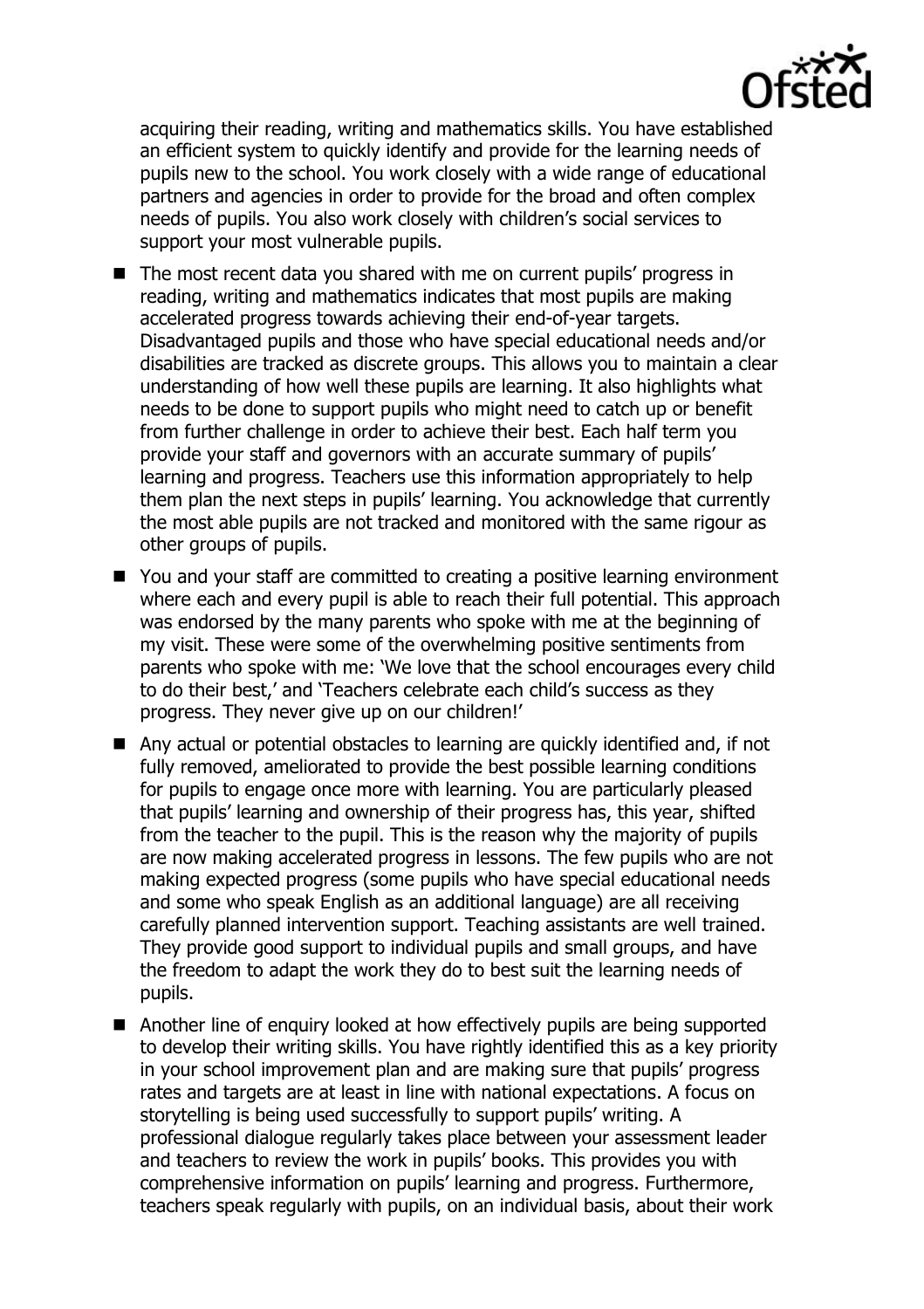acquiring their reading, writing and mathematics skills. You have established an efficient system to quickly identify and provide for the learning needs of pupils new to the school. You work closely with a wide range of educational partners and agencies in order to provide for the broad and often complex needs of pupils. You also work closely with children's social services to support your most vulnerable pupils.

- The most recent data you shared with me on current pupils' progress in reading, writing and mathematics indicates that most pupils are making accelerated progress towards achieving their end-of-year targets. Disadvantaged pupils and those who have special educational needs and/or disabilities are tracked as discrete groups. This allows you to maintain a clear understanding of how well these pupils are learning. It also highlights what needs to be done to support pupils who might need to catch up or benefit from further challenge in order to achieve their best. Each half term you provide your staff and governors with an accurate summary of pupils' learning and progress. Teachers use this information appropriately to help them plan the next steps in pupils' learning. You acknowledge that currently the most able pupils are not tracked and monitored with the same rigour as other groups of pupils.
- You and your staff are committed to creating a positive learning environment where each and every pupil is able to reach their full potential. This approach was endorsed by the many parents who spoke with me at the beginning of my visit. These were some of the overwhelming positive sentiments from parents who spoke with me: 'We love that the school encourages every child to do their best,' and 'Teachers celebrate each child's success as they progress. They never give up on our children!'
- Any actual or potential obstacles to learning are quickly identified and, if not fully removed, ameliorated to provide the best possible learning conditions for pupils to engage once more with learning. You are particularly pleased that pupils' learning and ownership of their progress has, this year, shifted from the teacher to the pupil. This is the reason why the majority of pupils are now making accelerated progress in lessons. The few pupils who are not making expected progress (some pupils who have special educational needs and some who speak English as an additional language) are all receiving carefully planned intervention support. Teaching assistants are well trained. They provide good support to individual pupils and small groups, and have the freedom to adapt the work they do to best suit the learning needs of pupils.
- Another line of enquiry looked at how effectively pupils are being supported to develop their writing skills. You have rightly identified this as a key priority in your school improvement plan and are making sure that pupils' progress rates and targets are at least in line with national expectations. A focus on storytelling is being used successfully to support pupils' writing. A professional dialogue regularly takes place between your assessment leader and teachers to review the work in pupils' books. This provides you with comprehensive information on pupils' learning and progress. Furthermore, teachers speak regularly with pupils, on an individual basis, about their work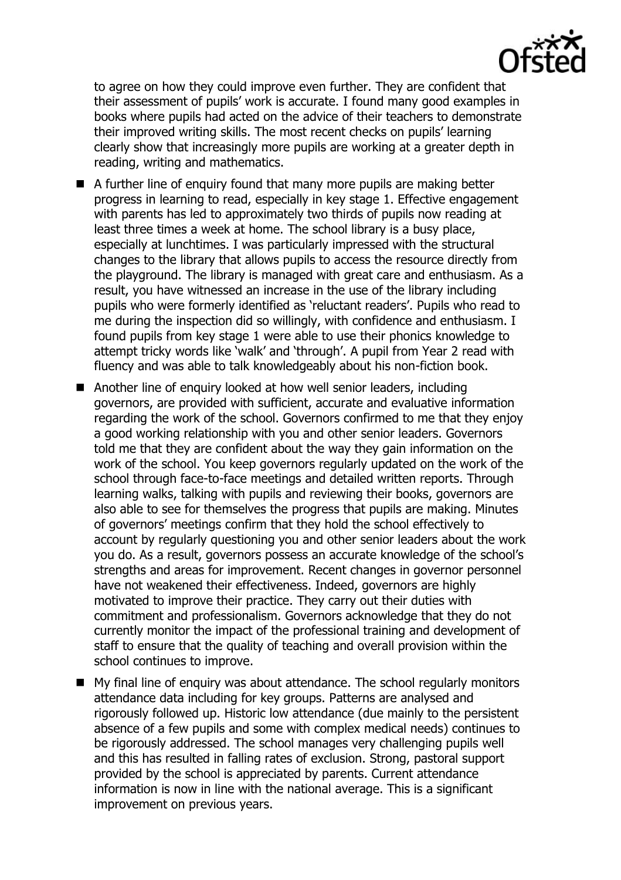to agree on how they could improve even further. They are confident that their assessment of pupils' work is accurate. I found many good examples in books where pupils had acted on the advice of their teachers to demonstrate their improved writing skills. The most recent checks on pupils' learning clearly show that increasingly more pupils are working at a greater depth in reading, writing and mathematics.

- A further line of enquiry found that many more pupils are making better progress in learning to read, especially in key stage 1. Effective engagement with parents has led to approximately two thirds of pupils now reading at least three times a week at home. The school library is a busy place, especially at lunchtimes. I was particularly impressed with the structural changes to the library that allows pupils to access the resource directly from the playground. The library is managed with great care and enthusiasm. As a result, you have witnessed an increase in the use of the library including pupils who were formerly identified as 'reluctant readers'. Pupils who read to me during the inspection did so willingly, with confidence and enthusiasm. I found pupils from key stage 1 were able to use their phonics knowledge to attempt tricky words like 'walk' and 'through'. A pupil from Year 2 read with fluency and was able to talk knowledgeably about his non-fiction book.
- Another line of enquiry looked at how well senior leaders, including governors, are provided with sufficient, accurate and evaluative information regarding the work of the school. Governors confirmed to me that they enjoy a good working relationship with you and other senior leaders. Governors told me that they are confident about the way they gain information on the work of the school. You keep governors regularly updated on the work of the school through face-to-face meetings and detailed written reports. Through learning walks, talking with pupils and reviewing their books, governors are also able to see for themselves the progress that pupils are making. Minutes of governors' meetings confirm that they hold the school effectively to account by regularly questioning you and other senior leaders about the work you do. As a result, governors possess an accurate knowledge of the school's strengths and areas for improvement. Recent changes in governor personnel have not weakened their effectiveness. Indeed, governors are highly motivated to improve their practice. They carry out their duties with commitment and professionalism. Governors acknowledge that they do not currently monitor the impact of the professional training and development of staff to ensure that the quality of teaching and overall provision within the school continues to improve.
- My final line of enquiry was about attendance. The school regularly monitors attendance data including for key groups. Patterns are analysed and rigorously followed up. Historic low attendance (due mainly to the persistent absence of a few pupils and some with complex medical needs) continues to be rigorously addressed. The school manages very challenging pupils well and this has resulted in falling rates of exclusion. Strong, pastoral support provided by the school is appreciated by parents. Current attendance information is now in line with the national average. This is a significant improvement on previous years.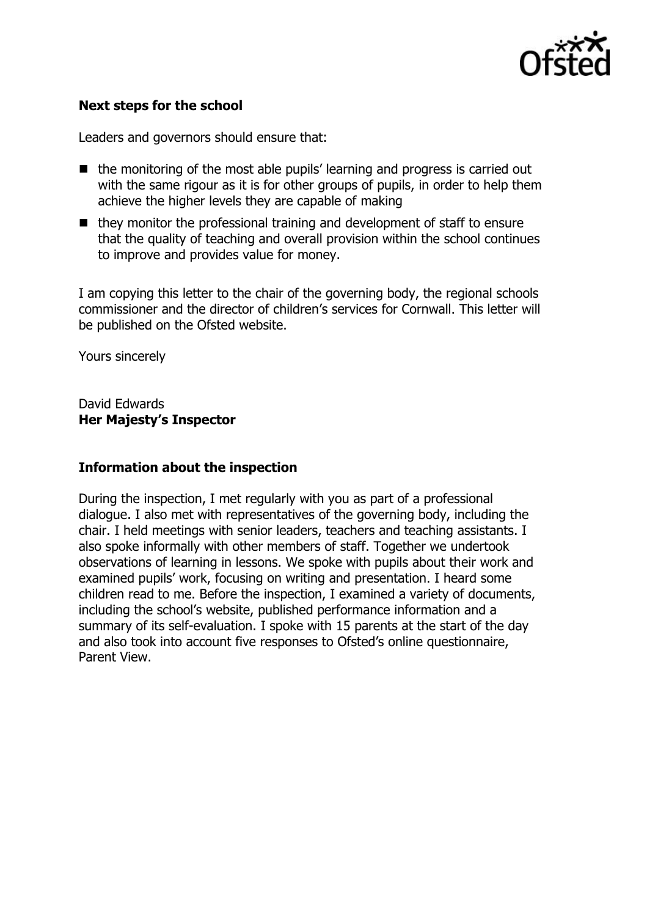**Next steps for the school**

Leaders and governors should ensure that:

- the monitoring of the most able pupils' learning and progress is carried out with the same rigour as it is for other groups of pupils, in order to help them achieve the higher levels they are capable of making
- they monitor the professional training and development of staff to ensure that the quality of teaching and overall provision within the school continues to improve and provides value for money.

I am copying this letter to the chair of the governing body, the regional schools commissioner and the director of children's services for Cornwall. This letter will be published on the Ofsted website.

Yours sincerely

David Edwards
**Her Majesty's Inspector**

## Information about the inspection

During the inspection, I met regularly with you as part of a professional dialogue. I also met with representatives of the governing body, including the chair. I held meetings with senior leaders, teachers and teaching assistants. I also spoke informally with other members of staff. Together we undertook observations of learning in lessons. We spoke with pupils about their work and examined pupils' work, focusing on writing and presentation. I heard some children read to me. Before the inspection, I examined a variety of documents, including the school's website, published performance information and a summary of its self-evaluation. I spoke with 15 parents at the start of the day and also took into account five responses to Ofsted's online questionnaire, Parent View.